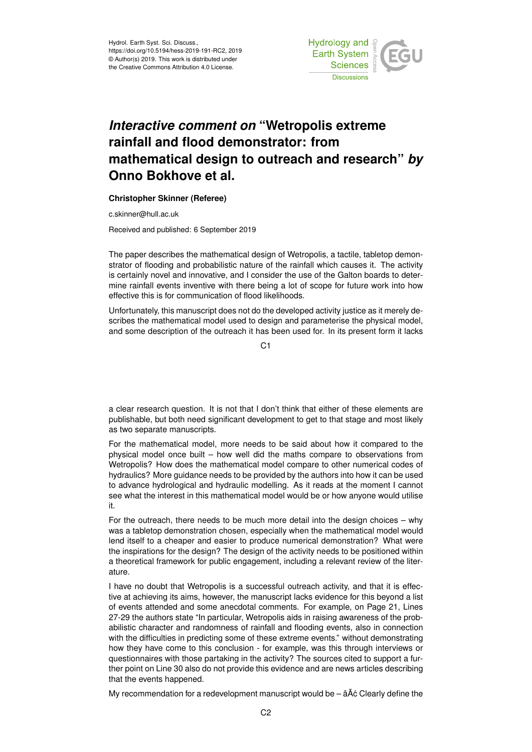# *Interactive comment on* "Wetropolis extreme rainfall and flood demonstrator: from mathematical design to outreach and research" *by* Onno Bokhove et al.

**Christopher Skinner (Referee)**

c.skinner@hull.ac.uk

Received and published: 6 September 2019

The paper describes the mathematical design of Wetropolis, a tactile, tabletop demonstrator of flooding and probabilistic nature of the rainfall which causes it. The activity is certainly novel and innovative, and I consider the use of the Galton boards to determine rainfall events inventive with there being a lot of scope for future work into how effective this is for communication of flood likelihoods.

Unfortunately, this manuscript does not do the developed activity justice as it merely describes the mathematical model used to design and parameterise the physical model, and some description of the outreach it has been used for. In its present form it lacks a clear research question. It is not that I don't think that either of these elements are publishable, but both need significant development to get to that stage and most likely as two separate manuscripts.

For the mathematical model, more needs to be said about how it compared to the physical model once built – how well did the maths compare to observations from Wetropolis? How does the mathematical model compare to other numerical codes of hydraulics? More guidance needs to be provided by the authors into how it can be used to advance hydrological and hydraulic modelling. As it reads at the moment I cannot see what the interest in this mathematical model would be or how anyone would utilise it.

For the outreach, there needs to be much more detail into the design choices – why was a tabletop demonstration chosen, especially when the mathematical model would lend itself to a cheaper and easier to produce numerical demonstration? What were the inspirations for the design? The design of the activity needs to be positioned within a theoretical framework for public engagement, including a relevant review of the literature.

I have no doubt that Wetropolis is a successful outreach activity, and that it is effective at achieving its aims, however, the manuscript lacks evidence for this beyond a list of events attended and some anecdotal comments. For example, on Page 21, Lines 27-29 the authors state "In particular, Wetropolis aids in raising awareness of the probabilistic character and randomness of rainfall and flooding events, also in connection with the difficulties in predicting some of these extreme events." without demonstrating how they have come to this conclusion - for example, was this through interviews or questionnaires with those partaking in the activity? The sources cited to support a further point on Line 30 also do not provide this evidence and are news articles describing that the events happened.

My recommendation for a redevelopment manuscript would be – âĂć Clearly define the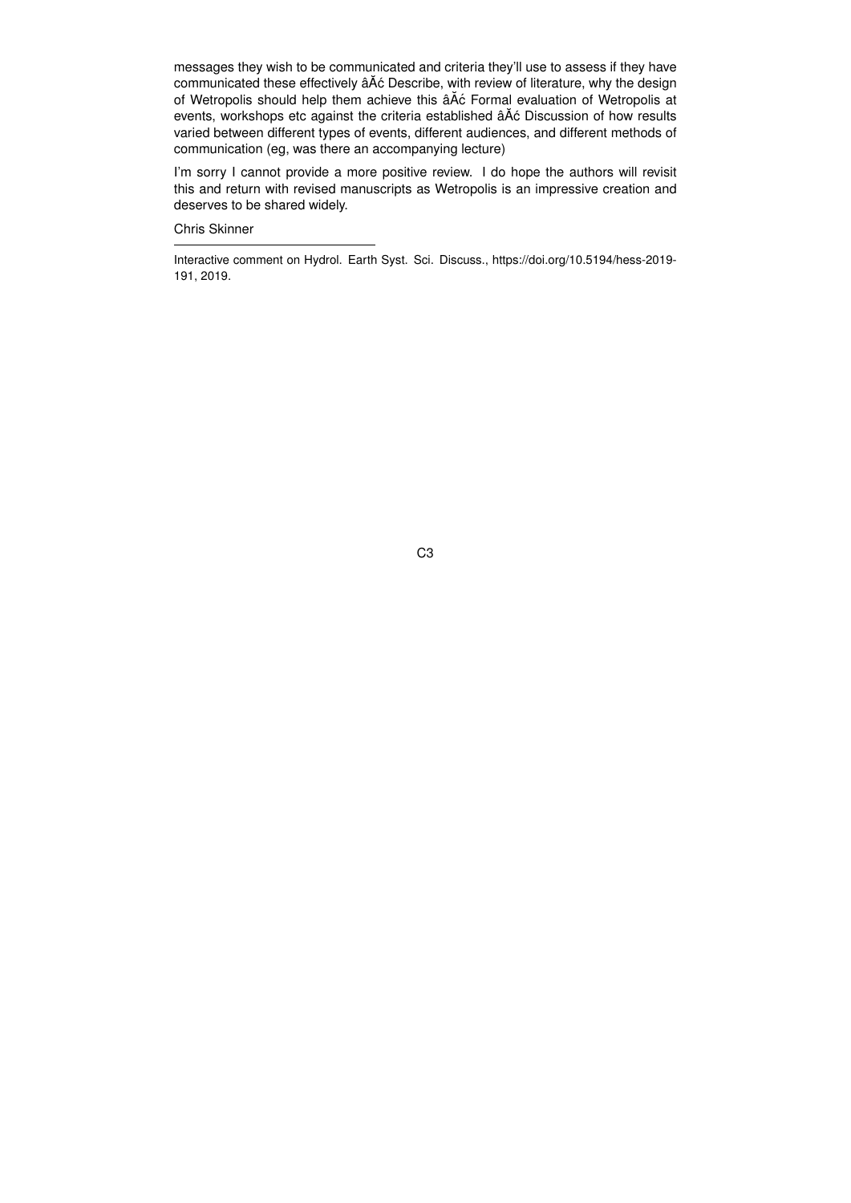messages they wish to be communicated and criteria they'll use to assess if they have communicated these effectively âĂć Describe, with review of literature, why the design of Wetropolis should help them achieve this âĂć Formal evaluation of Wetropolis at events, workshops etc against the criteria established âĂć Discussion of how results varied between different types of events, different audiences, and different methods of communication (eg, was there an accompanying lecture)

I'm sorry I cannot provide a more positive review. I do hope the authors will revisit this and return with revised manuscripts as Wetropolis is an impressive creation and deserves to be shared widely.

Chris Skinner

---

Interactive comment on Hydrol. Earth Syst. Sci. Discuss., https://doi.org/10.5194/hess-2019-191, 2019.